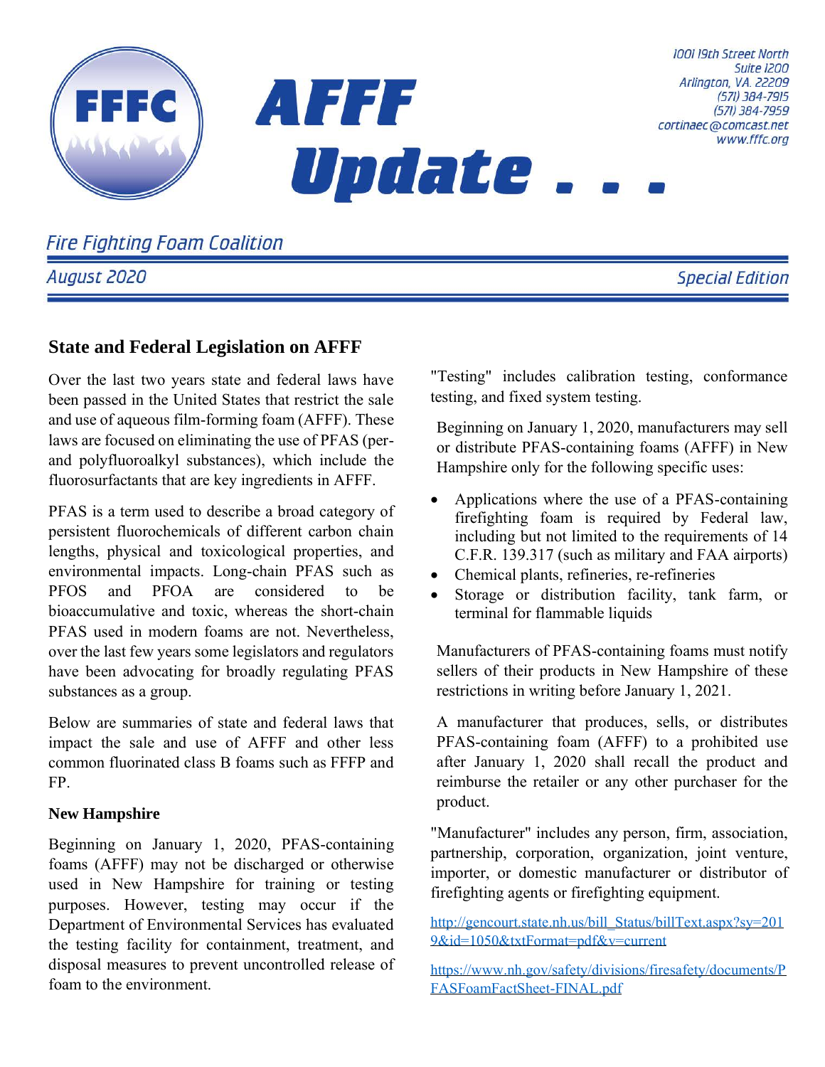FFFC

# AFFF Update . . .

1001 19th Street North
Suite 1200
Arlington, VA. 22209
(571) 384-7915
(571) 384-7959
cortinaec@comcast.net
www.fffc.org

*Fire Fighting Foam Coalition*

*August 2020* *Special Edition*

## State and Federal Legislation on AFFF

Over the last two years state and federal laws have been passed in the United States that restrict the sale and use of aqueous film-forming foam (AFFF). These laws are focused on eliminating the use of PFAS (per- and polyfluoroalkyl substances), which include the fluorosurfactants that are key ingredients in AFFF.

PFAS is a term used to describe a broad category of persistent fluorochemicals of different carbon chain lengths, physical and toxicological properties, and environmental impacts. Long-chain PFAS such as PFOS and PFOA are considered to be bioaccumulative and toxic, whereas the short-chain PFAS used in modern foams are not. Nevertheless, over the last few years some legislators and regulators have been advocating for broadly regulating PFAS substances as a group.

Below are summaries of state and federal laws that impact the sale and use of AFFF and other less common fluorinated class B foams such as FFFP and FP.

### New Hampshire

Beginning on January 1, 2020, PFAS-containing foams (AFFF) may not be discharged or otherwise used in New Hampshire for training or testing purposes. However, testing may occur if the Department of Environmental Services has evaluated the testing facility for containment, treatment, and disposal measures to prevent uncontrolled release of foam to the environment.

"Testing" includes calibration testing, conformance testing, and fixed system testing.

Beginning on January 1, 2020, manufacturers may sell or distribute PFAS-containing foams (AFFF) in New Hampshire only for the following specific uses:

- Applications where the use of a PFAS-containing firefighting foam is required by Federal law, including but not limited to the requirements of 14 C.F.R. 139.317 (such as military and FAA airports)
- Chemical plants, refineries, re-refineries
- Storage or distribution facility, tank farm, or terminal for flammable liquids

Manufacturers of PFAS-containing foams must notify sellers of their products in New Hampshire of these restrictions in writing before January 1, 2021.

A manufacturer that produces, sells, or distributes PFAS-containing foam (AFFF) to a prohibited use after January 1, 2020 shall recall the product and reimburse the retailer or any other purchaser for the product.

"Manufacturer" includes any person, firm, association, partnership, corporation, organization, joint venture, importer, or domestic manufacturer or distributor of firefighting agents or firefighting equipment.

http://gencourt.state.nh.us/bill_Status/billText.aspx?sy=2019&id=1050&txtFormat=pdf&v=current

https://www.nh.gov/safety/divisions/firesafety/documents/PFASFoamFactSheet-FINAL.pdf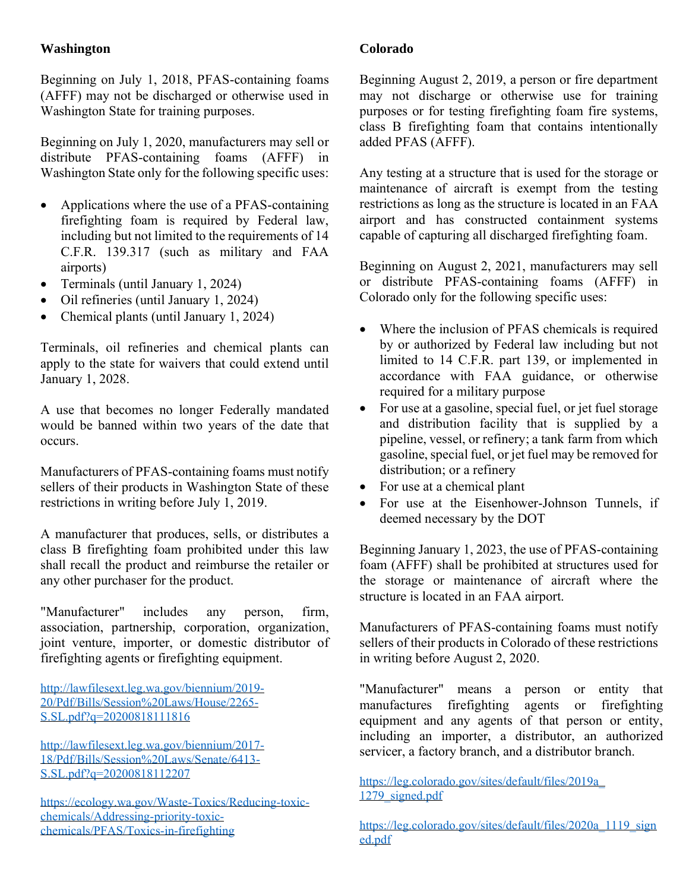## Washington

Beginning on July 1, 2018, PFAS-containing foams (AFFF) may not be discharged or otherwise used in Washington State for training purposes.

Beginning on July 1, 2020, manufacturers may sell or distribute PFAS-containing foams (AFFF) in Washington State only for the following specific uses:

- Applications where the use of a PFAS-containing firefighting foam is required by Federal law, including but not limited to the requirements of 14 C.F.R. 139.317 (such as military and FAA airports)
- Terminals (until January 1, 2024)
- Oil refineries (until January 1, 2024)
- Chemical plants (until January 1, 2024)

Terminals, oil refineries and chemical plants can apply to the state for waivers that could extend until January 1, 2028.

A use that becomes no longer Federally mandated would be banned within two years of the date that occurs.

Manufacturers of PFAS-containing foams must notify sellers of their products in Washington State of these restrictions in writing before July 1, 2019.

A manufacturer that produces, sells, or distributes a class B firefighting foam prohibited under this law shall recall the product and reimburse the retailer or any other purchaser for the product.

"Manufacturer" includes any person, firm, association, partnership, corporation, organization, joint venture, importer, or domestic distributor of firefighting agents or firefighting equipment.

http://lawfilesext.leg.wa.gov/biennium/2019-20/Pdf/Bills/Session%20Laws/House/2265-S.SL.pdf?q=20200818111816

http://lawfilesext.leg.wa.gov/biennium/2017-18/Pdf/Bills/Session%20Laws/Senate/6413-S.SL.pdf?q=20200818112207

https://ecology.wa.gov/Waste-Toxics/Reducing-toxic-chemicals/Addressing-priority-toxic-chemicals/PFAS/Toxics-in-firefighting

## Colorado

Beginning August 2, 2019, a person or fire department may not discharge or otherwise use for training purposes or for testing firefighting foam fire systems, class B firefighting foam that contains intentionally added PFAS (AFFF).

Any testing at a structure that is used for the storage or maintenance of aircraft is exempt from the testing restrictions as long as the structure is located in an FAA airport and has constructed containment systems capable of capturing all discharged firefighting foam.

Beginning on August 2, 2021, manufacturers may sell or distribute PFAS-containing foams (AFFF) in Colorado only for the following specific uses:

- Where the inclusion of PFAS chemicals is required by or authorized by Federal law including but not limited to 14 C.F.R. part 139, or implemented in accordance with FAA guidance, or otherwise required for a military purpose
- For use at a gasoline, special fuel, or jet fuel storage and distribution facility that is supplied by a pipeline, vessel, or refinery; a tank farm from which gasoline, special fuel, or jet fuel may be removed for distribution; or a refinery
- For use at a chemical plant
- For use at the Eisenhower-Johnson Tunnels, if deemed necessary by the DOT

Beginning January 1, 2023, the use of PFAS-containing foam (AFFF) shall be prohibited at structures used for the storage or maintenance of aircraft where the structure is located in an FAA airport.

Manufacturers of PFAS-containing foams must notify sellers of their products in Colorado of these restrictions in writing before August 2, 2020.

"Manufacturer" means a person or entity that manufactures firefighting agents or firefighting equipment and any agents of that person or entity, including an importer, a distributor, an authorized servicer, a factory branch, and a distributor branch.

https://leg.colorado.gov/sites/default/files/2019a_1279_signed.pdf

https://leg.colorado.gov/sites/default/files/2020a_1119_signed.pdf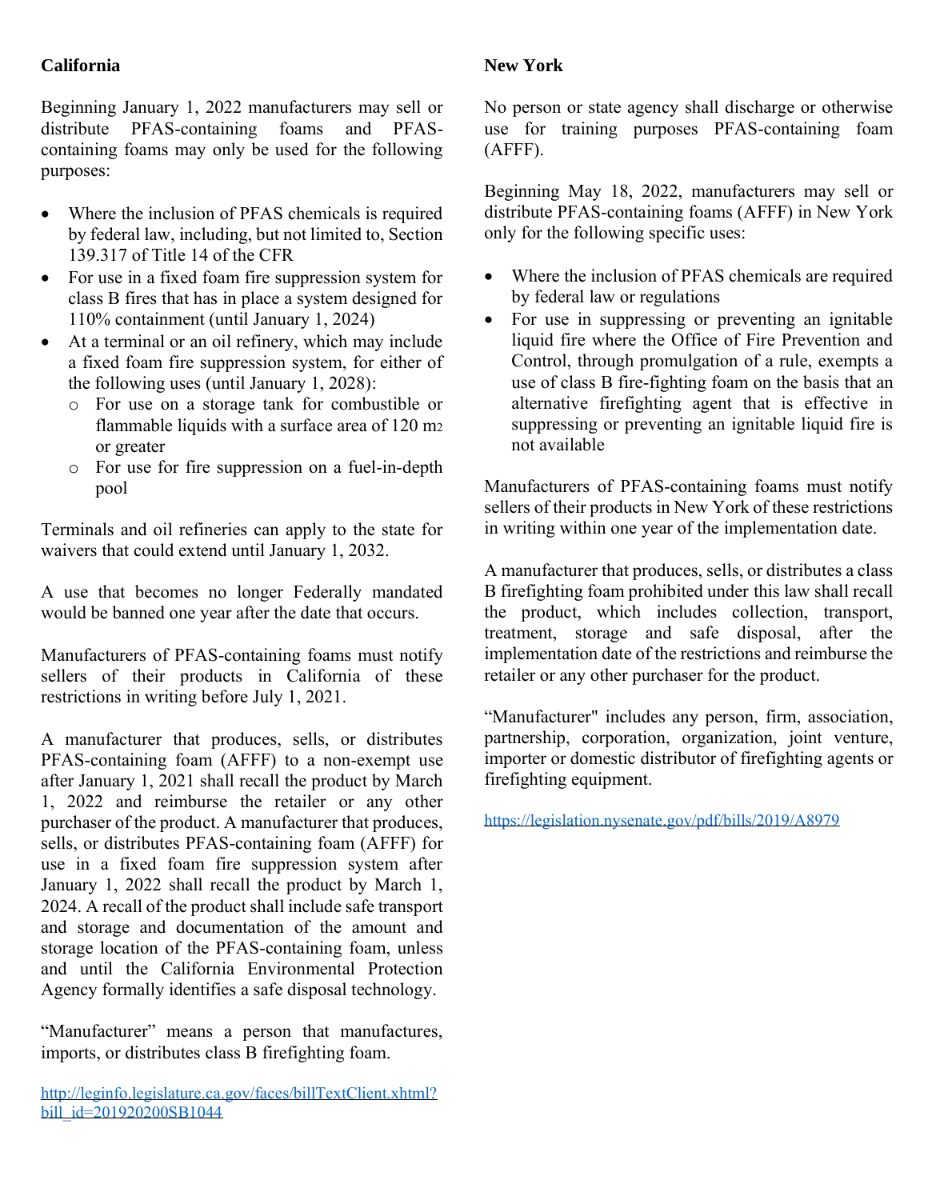**California**

Beginning January 1, 2022 manufacturers may sell or distribute PFAS-containing foams and PFAS-containing foams may only be used for the following purposes:

- Where the inclusion of PFAS chemicals is required by federal law, including, but not limited to, Section 139.317 of Title 14 of the CFR
- For use in a fixed foam fire suppression system for class B fires that has in place a system designed for 110% containment (until January 1, 2024)
- At a terminal or an oil refinery, which may include a fixed foam fire suppression system, for either of the following uses (until January 1, 2028):
  - For use on a storage tank for combustible or flammable liquids with a surface area of 120 $m^2$ or greater
  - For use for fire suppression on a fuel-in-depth pool

Terminals and oil refineries can apply to the state for waivers that could extend until January 1, 2032.

A use that becomes no longer Federally mandated would be banned one year after the date that occurs.

Manufacturers of PFAS-containing foams must notify sellers of their products in California of these restrictions in writing before July 1, 2021.

A manufacturer that produces, sells, or distributes PFAS-containing foam (AFFF) to a non-exempt use after January 1, 2021 shall recall the product by March 1, 2022 and reimburse the retailer or any other purchaser of the product. A manufacturer that produces, sells, or distributes PFAS-containing foam (AFFF) for use in a fixed foam fire suppression system after January 1, 2022 shall recall the product by March 1, 2024. A recall of the product shall include safe transport and storage and documentation of the amount and storage location of the PFAS-containing foam, unless and until the California Environmental Protection Agency formally identifies a safe disposal technology.

"Manufacturer" means a person that manufactures, imports, or distributes class B firefighting foam.

http://leginfo.legislature.ca.gov/faces/billTextClient.xhtml?bill_id=201920200SB1044

**New York**

No person or state agency shall discharge or otherwise use for training purposes PFAS-containing foam (AFFF).

Beginning May 18, 2022, manufacturers may sell or distribute PFAS-containing foams (AFFF) in New York only for the following specific uses:

- Where the inclusion of PFAS chemicals are required by federal law or regulations
- For use in suppressing or preventing an ignitable liquid fire where the Office of Fire Prevention and Control, through promulgation of a rule, exempts a use of class B fire-fighting foam on the basis that an alternative firefighting agent that is effective in suppressing or preventing an ignitable liquid fire is not available

Manufacturers of PFAS-containing foams must notify sellers of their products in New York of these restrictions in writing within one year of the implementation date.

A manufacturer that produces, sells, or distributes a class B firefighting foam prohibited under this law shall recall the product, which includes collection, transport, treatment, storage and safe disposal, after the implementation date of the restrictions and reimburse the retailer or any other purchaser for the product.

"Manufacturer" includes any person, firm, association, partnership, corporation, organization, joint venture, importer or domestic distributor of firefighting agents or firefighting equipment.

https://legislation.nysenate.gov/pdf/bills/2019/A8979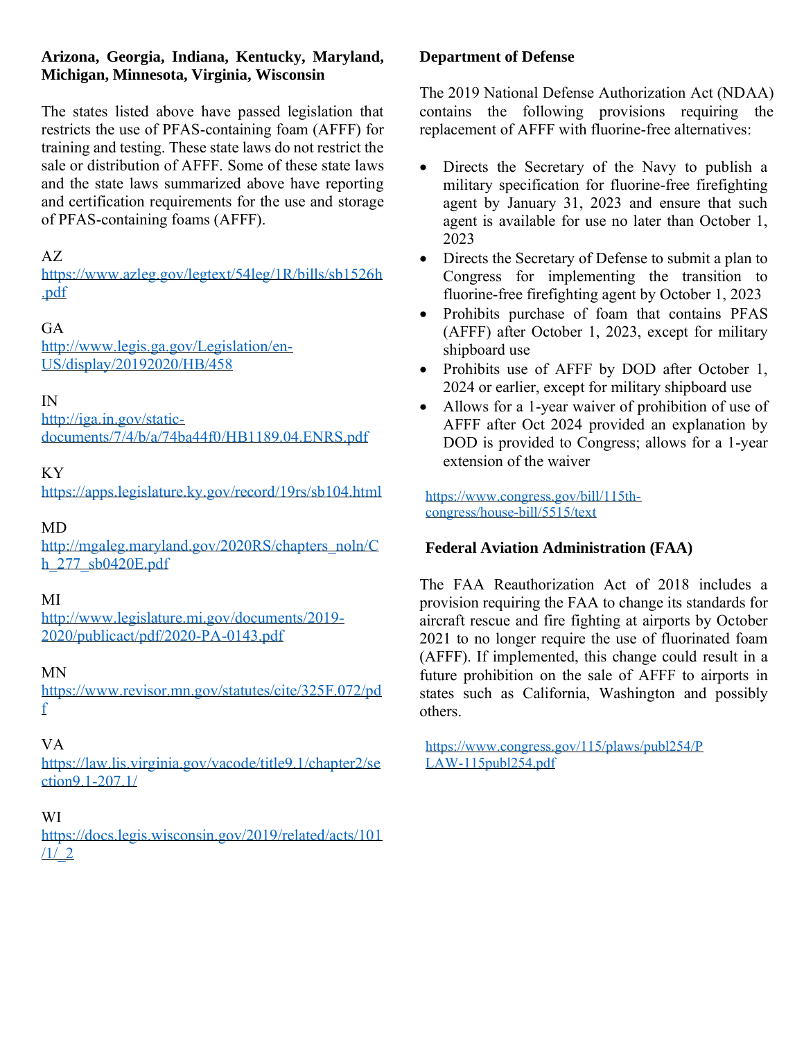**Arizona, Georgia, Indiana, Kentucky, Maryland, Michigan, Minnesota, Virginia, Wisconsin**

The states listed above have passed legislation that restricts the use of PFAS-containing foam (AFFF) for training and testing. These state laws do not restrict the sale or distribution of AFFF. Some of these state laws and the state laws summarized above have reporting and certification requirements for the use and storage of PFAS-containing foams (AFFF).

AZ
https://www.azleg.gov/legtext/54leg/1R/bills/sb1526h.pdf

GA
http://www.legis.ga.gov/Legislation/en-US/display/20192020/HB/458

IN
http://iga.in.gov/static-documents/7/4/b/a/74ba44f0/HB1189.04.ENRS.pdf

KY
https://apps.legislature.ky.gov/record/19rs/sb104.html

MD
http://mgaleg.maryland.gov/2020RS/chapters_noln/Ch_277_sb0420E.pdf

MI
http://www.legislature.mi.gov/documents/2019-2020/publicact/pdf/2020-PA-0143.pdf

MN
https://www.revisor.mn.gov/statutes/cite/325F.072/pdf

VA
https://law.lis.virginia.gov/vacode/title9.1/chapter2/section9.1-207.1/

WI
https://docs.legis.wisconsin.gov/2019/related/acts/101/1/_2

**Department of Defense**

The 2019 National Defense Authorization Act (NDAA) contains the following provisions requiring the replacement of AFFF with fluorine-free alternatives:

- Directs the Secretary of the Navy to publish a military specification for fluorine-free firefighting agent by January 31, 2023 and ensure that such agent is available for use no later than October 1, 2023
- Directs the Secretary of Defense to submit a plan to Congress for implementing the transition to fluorine-free firefighting agent by October 1, 2023
- Prohibits purchase of foam that contains PFAS (AFFF) after October 1, 2023, except for military shipboard use
- Prohibits use of AFFF by DOD after October 1, 2024 or earlier, except for military shipboard use
- Allows for a 1-year waiver of prohibition of use of AFFF after Oct 2024 provided an explanation by DOD is provided to Congress; allows for a 1-year extension of the waiver

https://www.congress.gov/bill/115th-congress/house-bill/5515/text

**Federal Aviation Administration (FAA)**

The FAA Reauthorization Act of 2018 includes a provision requiring the FAA to change its standards for aircraft rescue and fire fighting at airports by October 2021 to no longer require the use of fluorinated foam (AFFF). If implemented, this change could result in a future prohibition on the sale of AFFF to airports in states such as California, Washington and possibly others.

https://www.congress.gov/115/plaws/publ254/PLAW-115publ254.pdf